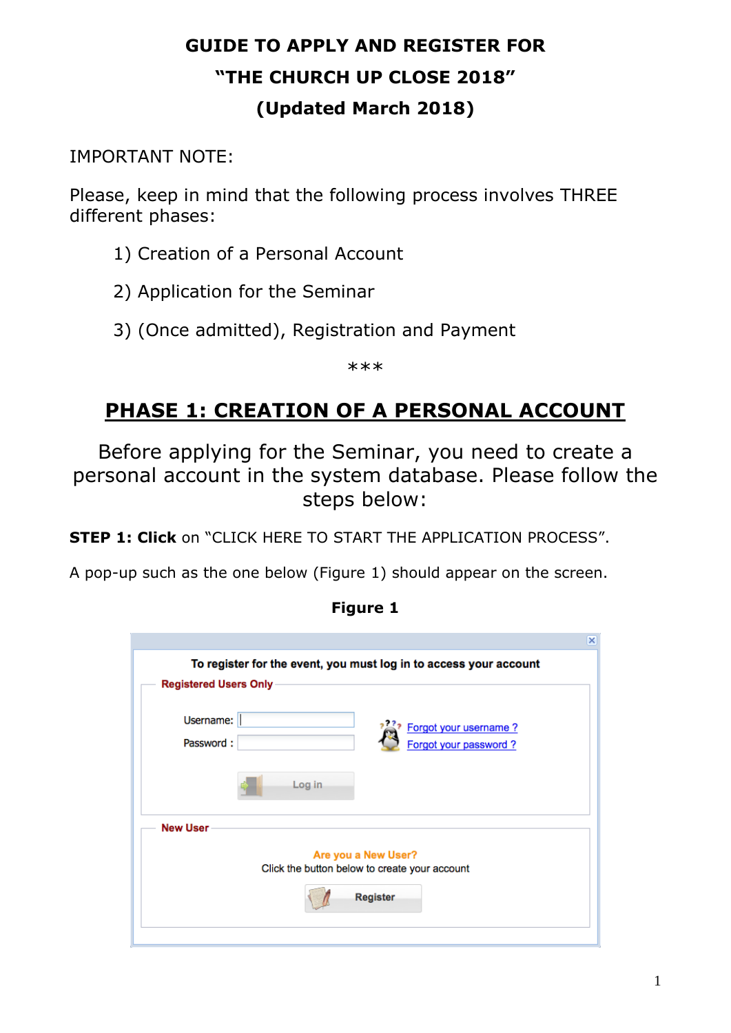# GUIDE TO APPLY AND REGISTER FOR "THE CHURCH UP CLOSE 2018" (Updated March 2018)

IMPORTANT NOTE:

Please, keep in mind that the following process involves THREE different phases:

1) Creation of a Personal Account
2) Application for the Seminar
3) (Once admitted), Registration and Payment

***

## PHASE 1: CREATION OF A PERSONAL ACCOUNT

Before applying for the Seminar, you need to create a personal account in the system database. Please follow the steps below:

**STEP 1: Click** on "CLICK HERE TO START THE APPLICATION PROCESS".

A pop-up such as the one below (Figure 1) should appear on the screen.

**Figure 1**

To register for the event, you must log in to access your account

Registered Users Only

Username:
Password :

Forgot your username ?
Forgot your password ?

Log in

New User

Are you a New User?
Click the button below to create your account

Register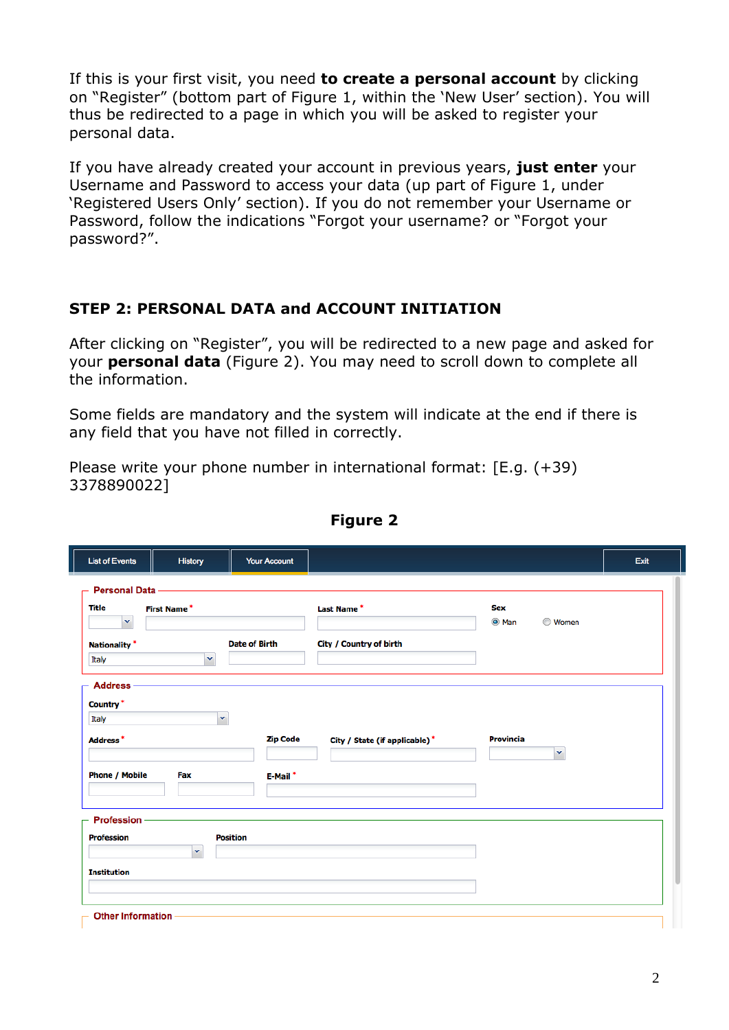If this is your first visit, you need **to create a personal account** by clicking on "Register" (bottom part of Figure 1, within the 'New User' section). You will thus be redirected to a page in which you will be asked to register your personal data.

If you have already created your account in previous years, **just enter** your Username and Password to access your data (up part of Figure 1, under 'Registered Users Only' section). If you do not remember your Username or Password, follow the indications "Forgot your username? or "Forgot your password?".

## STEP 2: PERSONAL DATA and ACCOUNT INITIATION

After clicking on "Register", you will be redirected to a new page and asked for your **personal data** (Figure 2). You may need to scroll down to complete all the information.

Some fields are mandatory and the system will indicate at the end if there is any field that you have not filled in correctly.

Please write your phone number in international format: [E.g. (+39) 3378890022]

**Figure 2**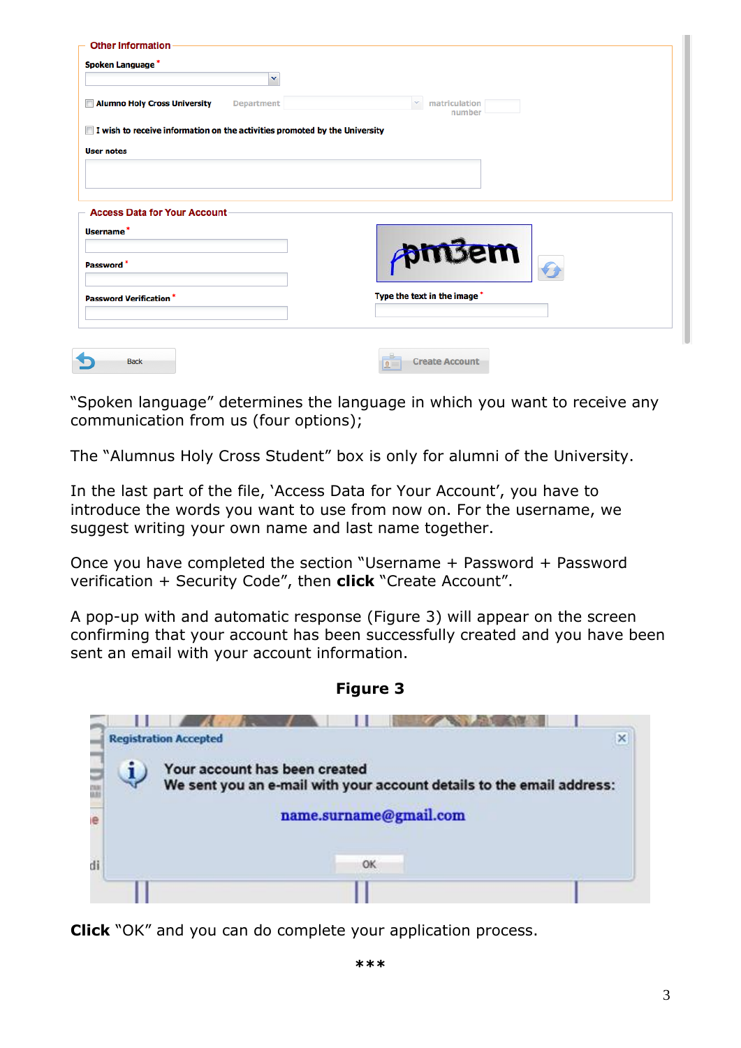“Spoken language” determines the language in which you want to receive any communication from us (four options);

The “Alumnus Holy Cross Student” box is only for alumni of the University.

In the last part of the file, ‘Access Data for Your Account’, you have to introduce the words you want to use from now on. For the username, we suggest writing your own name and last name together.

Once you have completed the section “Username + Password + Password verification + Security Code”, then **click** “Create Account”.

A pop-up with and automatic response (Figure 3) will appear on the screen confirming that your account has been successfully created and you have been sent an email with your account information.

**Figure 3**

**Click** “OK” and you can do complete your application process.

***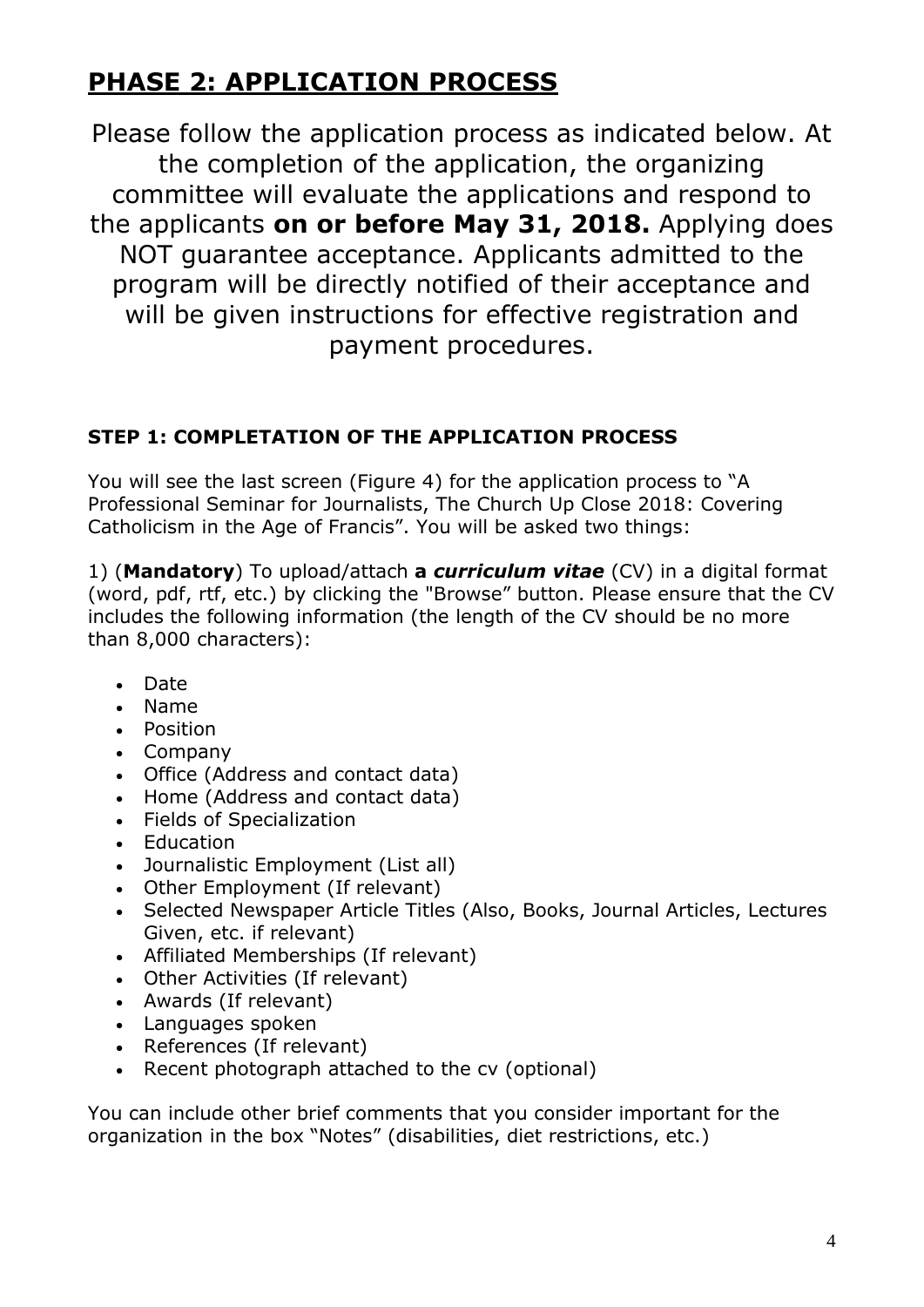# PHASE 2: APPLICATION PROCESS

Please follow the application process as indicated below. At the completion of the application, the organizing committee will evaluate the applications and respond to the applicants **on or before May 31, 2018.** Applying does NOT guarantee acceptance. Applicants admitted to the program will be directly notified of their acceptance and will be given instructions for effective registration and payment procedures.

### STEP 1: COMPLETATION OF THE APPLICATION PROCESS

You will see the last screen (Figure 4) for the application process to "A Professional Seminar for Journalists, The Church Up Close 2018: Covering Catholicism in the Age of Francis". You will be asked two things:

1) (**Mandatory**) To upload/attach **a** ***curriculum vitae*** (CV) in a digital format (word, pdf, rtf, etc.) by clicking the "Browse" button. Please ensure that the CV includes the following information (the length of the CV should be no more than 8,000 characters):

- Date
- Name
- Position
- Company
- Office (Address and contact data)
- Home (Address and contact data)
- Fields of Specialization
- Education
- Journalistic Employment (List all)
- Other Employment (If relevant)
- Selected Newspaper Article Titles (Also, Books, Journal Articles, Lectures Given, etc. if relevant)
- Affiliated Memberships (If relevant)
- Other Activities (If relevant)
- Awards (If relevant)
- Languages spoken
- References (If relevant)
- Recent photograph attached to the cv (optional)

You can include other brief comments that you consider important for the organization in the box "Notes" (disabilities, diet restrictions, etc.)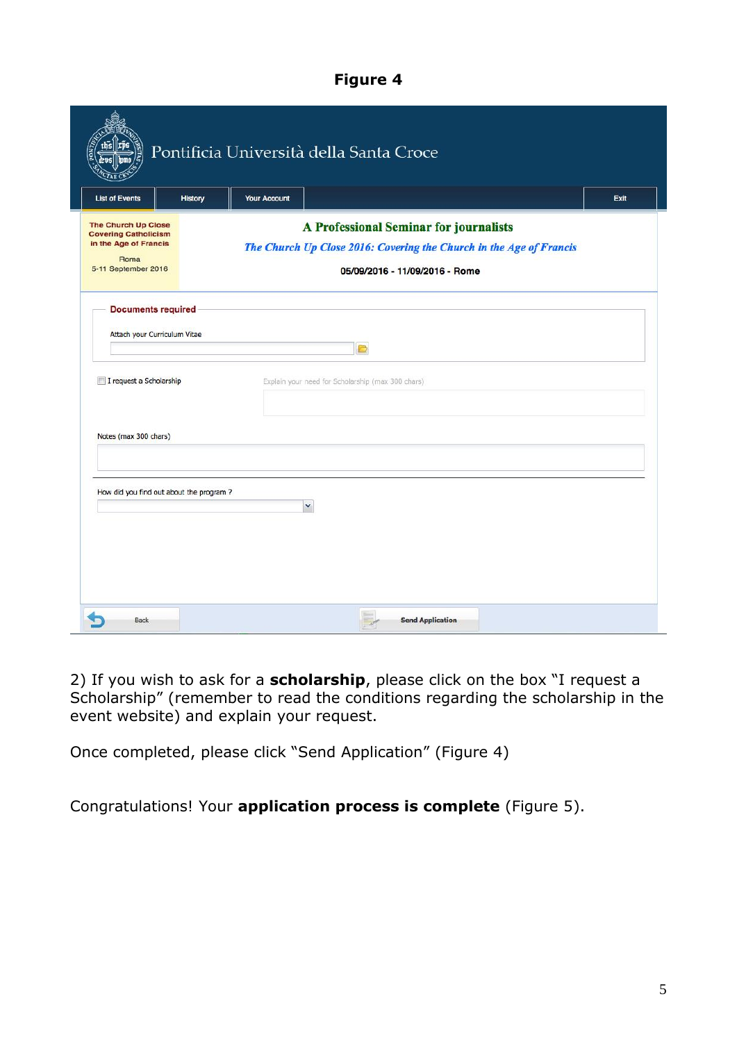**Figure 4**

Pontificia Università della Santa Croce

List of Events | History | Your Account | Exit

The Church Up Close Covering Catholicism in the Age of Francis
Roma
5-11 September 2016

A Professional Seminar for journalists

*The Church Up Close 2016: Covering the Church in the Age of Francis*

05/09/2016 - 11/09/2016 - Rome

Documents required

Attach your Curriculum Vitae

I request a Scholarship

Explain your need for Scholarship (max 300 chars)

Notes (max 300 chars)

How did you find out about the program ?

Back

Send Application

2) If you wish to ask for a **scholarship**, please click on the box "I request a Scholarship" (remember to read the conditions regarding the scholarship in the event website) and explain your request.

Once completed, please click "Send Application" (Figure 4)

Congratulations! Your **application process is complete** (Figure 5).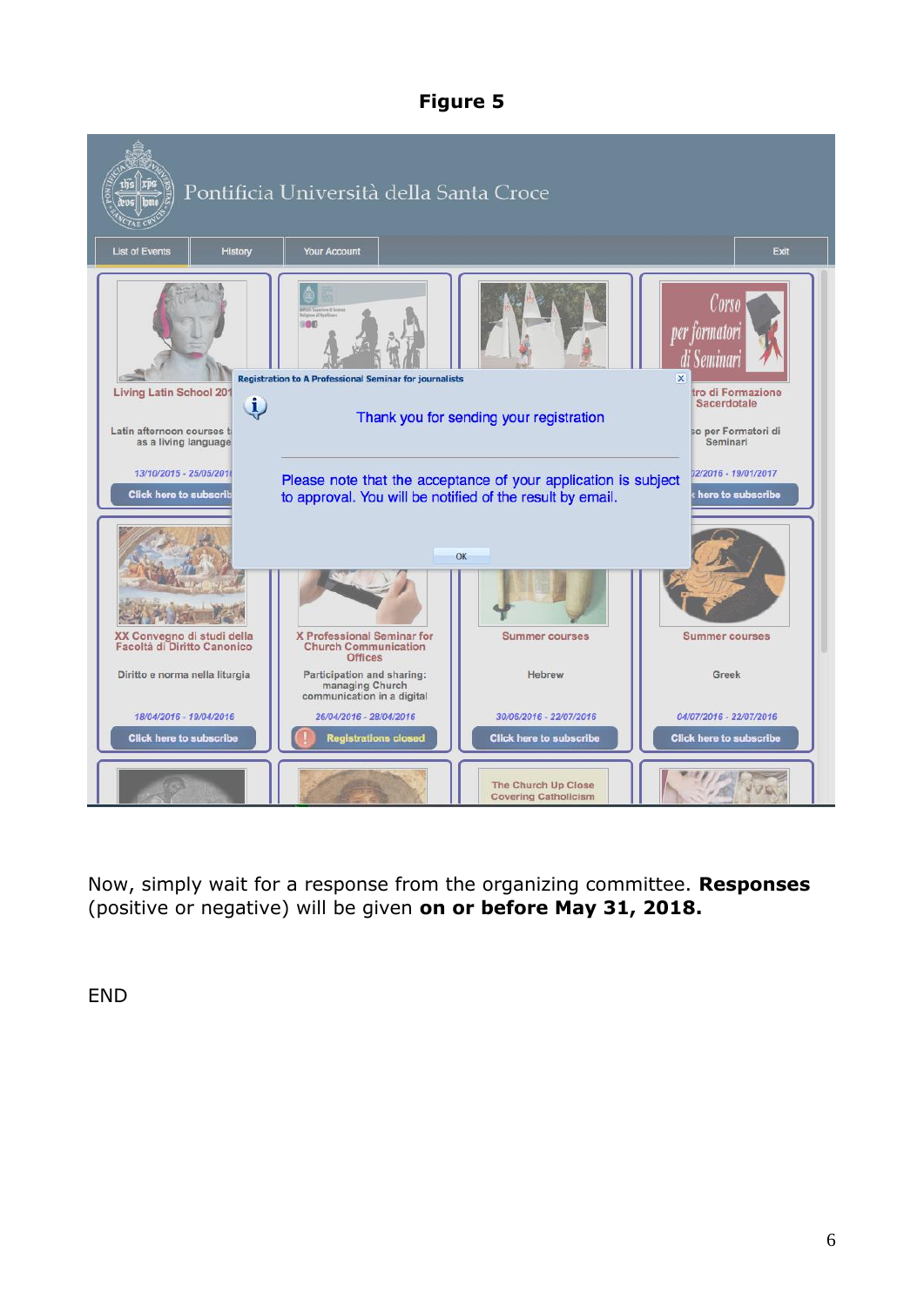**Figure 5**

Now, simply wait for a response from the organizing committee. **Responses** (positive or negative) will be given **on or before May 31, 2018.**

END